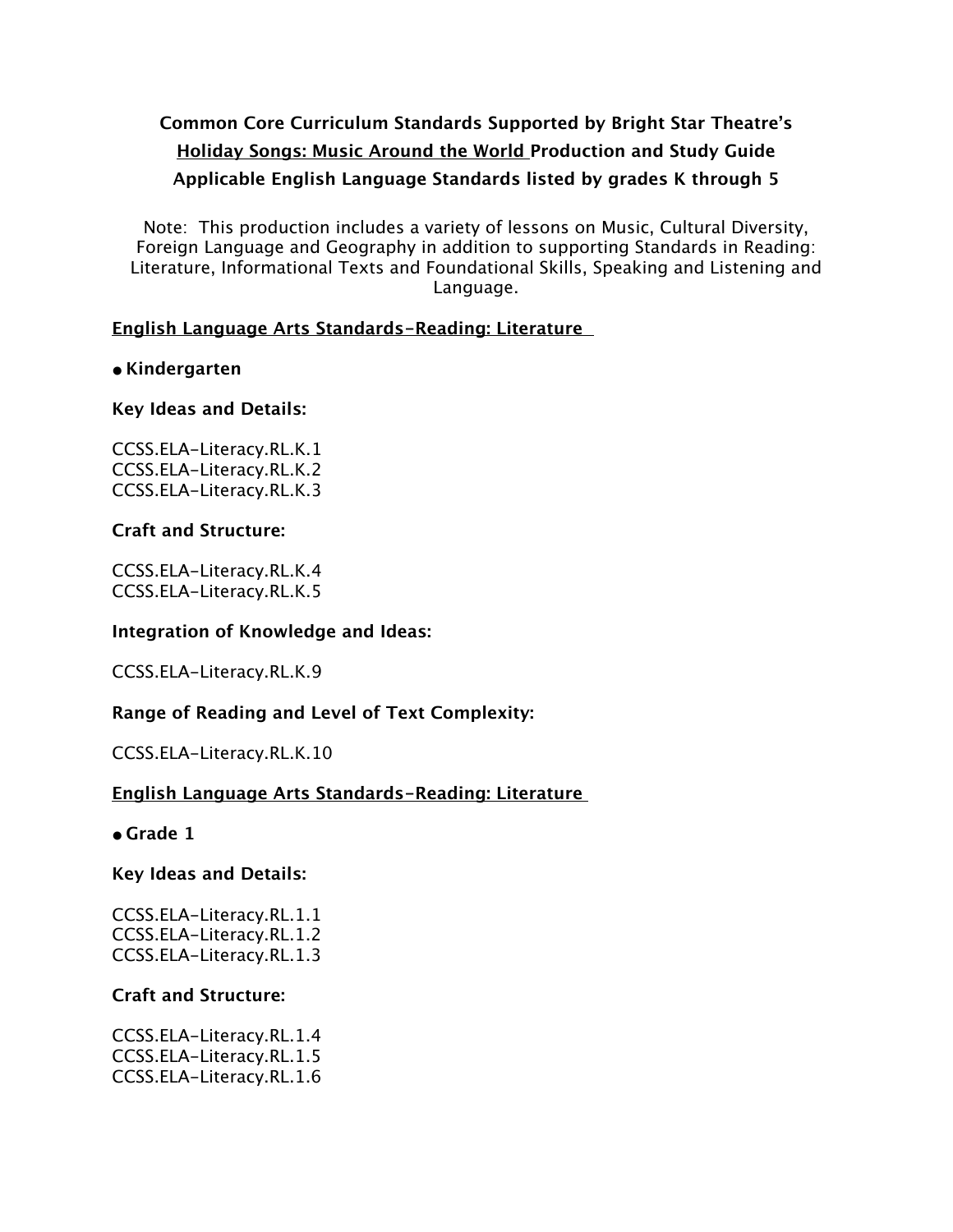**Common Core Curriculum Standards Supported by Bright Star Theatre's**
**Holiday Songs: Music Around the World Production and Study Guide**
**Applicable English Language Standards listed by grades K through 5**

Note: This production includes a variety of lessons on Music, Cultural Diversity, Foreign Language and Geography in addition to supporting Standards in Reading: Literature, Informational Texts and Foundational Skills, Speaking and Listening and Language.

<u>**English Language Arts Standards-Reading: Literature**</u>

- **Kindergarten**

**Key Ideas and Details:**

CCSS.ELA-Literacy.RL.K.1
CCSS.ELA-Literacy.RL.K.2
CCSS.ELA-Literacy.RL.K.3

**Craft and Structure:**

CCSS.ELA-Literacy.RL.K.4
CCSS.ELA-Literacy.RL.K.5

**Integration of Knowledge and Ideas:**

CCSS.ELA-Literacy.RL.K.9

**Range of Reading and Level of Text Complexity:**

CCSS.ELA-Literacy.RL.K.10

<u>**English Language Arts Standards-Reading: Literature**</u>

- **Grade 1**

**Key Ideas and Details:**

CCSS.ELA-Literacy.RL.1.1
CCSS.ELA-Literacy.RL.1.2
CCSS.ELA-Literacy.RL.1.3

**Craft and Structure:**

CCSS.ELA-Literacy.RL.1.4
CCSS.ELA-Literacy.RL.1.5
CCSS.ELA-Literacy.RL.1.6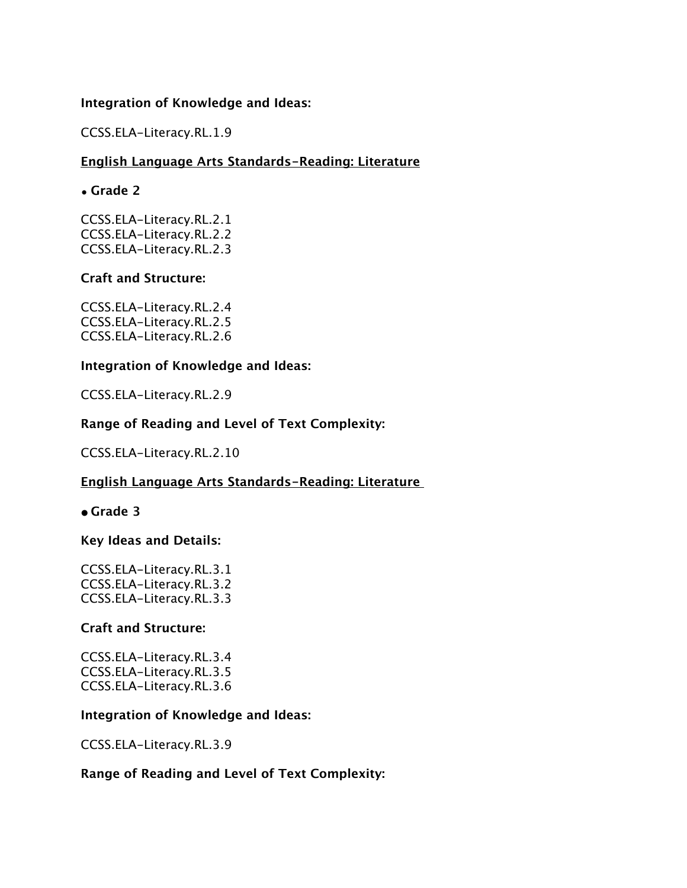**Integration of Knowledge and Ideas:**

CCSS.ELA-Literacy.RL.1.9

<u>**English Language Arts Standards-Reading: Literature**</u>

- **Grade 2**

CCSS.ELA-Literacy.RL.2.1
CCSS.ELA-Literacy.RL.2.2
CCSS.ELA-Literacy.RL.2.3

**Craft and Structure:**

CCSS.ELA-Literacy.RL.2.4
CCSS.ELA-Literacy.RL.2.5
CCSS.ELA-Literacy.RL.2.6

**Integration of Knowledge and Ideas:**

CCSS.ELA-Literacy.RL.2.9

**Range of Reading and Level of Text Complexity:**

CCSS.ELA-Literacy.RL.2.10

<u>**English Language Arts Standards-Reading: Literature**</u>

- **Grade 3**

**Key Ideas and Details:**

CCSS.ELA-Literacy.RL.3.1
CCSS.ELA-Literacy.RL.3.2
CCSS.ELA-Literacy.RL.3.3

**Craft and Structure:**

CCSS.ELA-Literacy.RL.3.4
CCSS.ELA-Literacy.RL.3.5
CCSS.ELA-Literacy.RL.3.6

**Integration of Knowledge and Ideas:**

CCSS.ELA-Literacy.RL.3.9

**Range of Reading and Level of Text Complexity:**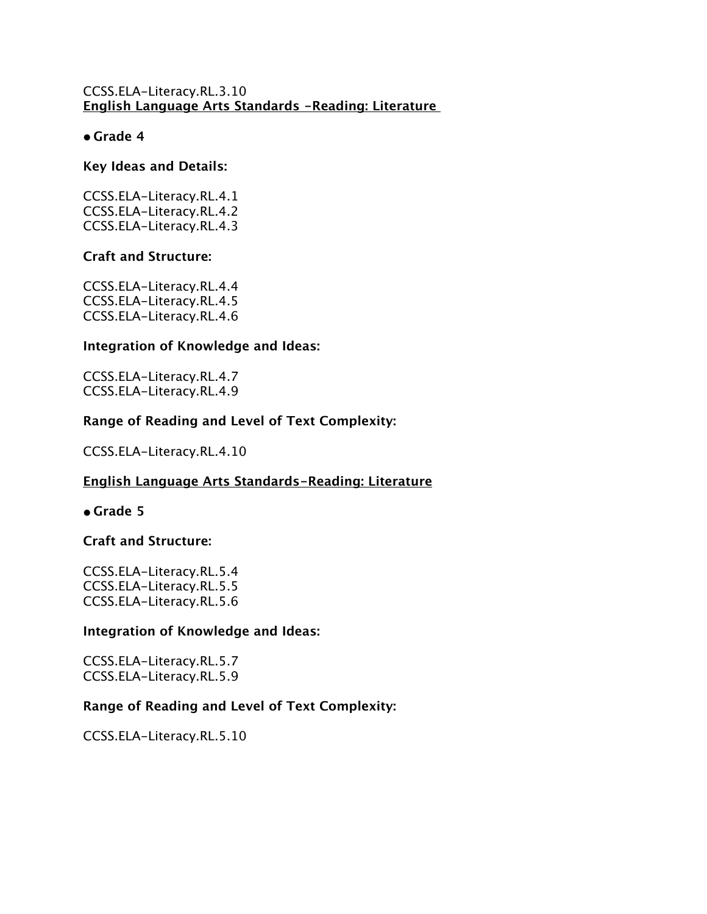CCSS.ELA-Literacy.RL.3.10

**English Language Arts Standards -Reading: Literature**

- **Grade 4**

**Key Ideas and Details:**

CCSS.ELA-Literacy.RL.4.1
CCSS.ELA-Literacy.RL.4.2
CCSS.ELA-Literacy.RL.4.3

**Craft and Structure:**

CCSS.ELA-Literacy.RL.4.4
CCSS.ELA-Literacy.RL.4.5
CCSS.ELA-Literacy.RL.4.6

**Integration of Knowledge and Ideas:**

CCSS.ELA-Literacy.RL.4.7
CCSS.ELA-Literacy.RL.4.9

**Range of Reading and Level of Text Complexity:**

CCSS.ELA-Literacy.RL.4.10

**English Language Arts Standards-Reading: Literature**

- **Grade 5**

**Craft and Structure:**

CCSS.ELA-Literacy.RL.5.4
CCSS.ELA-Literacy.RL.5.5
CCSS.ELA-Literacy.RL.5.6

**Integration of Knowledge and Ideas:**

CCSS.ELA-Literacy.RL.5.7
CCSS.ELA-Literacy.RL.5.9

**Range of Reading and Level of Text Complexity:**

CCSS.ELA-Literacy.RL.5.10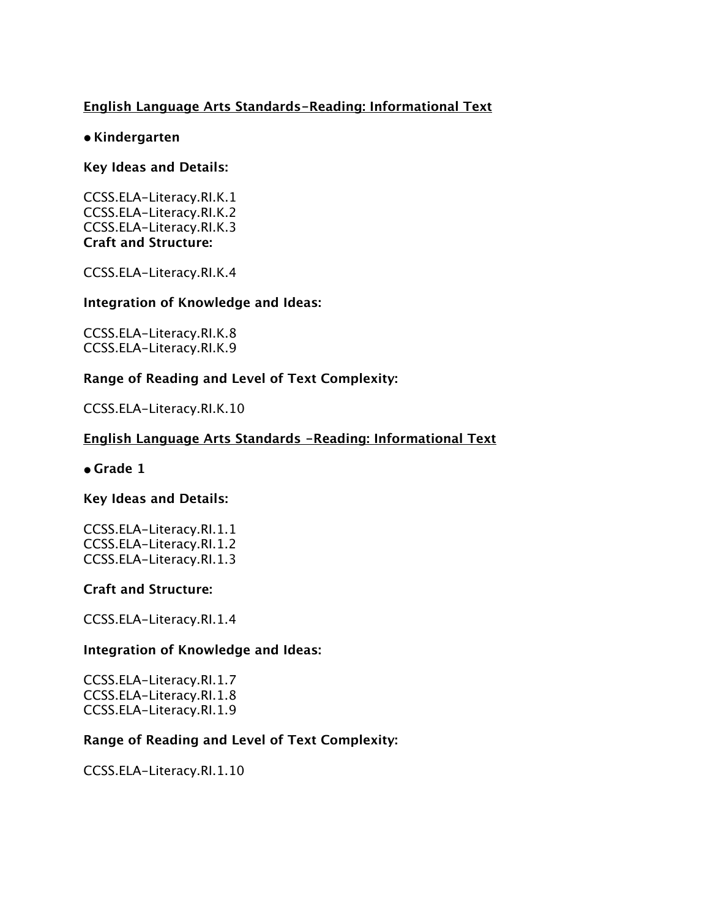<u>**English Language Arts Standards-Reading: Informational Text**</u>

- **Kindergarten**

**Key Ideas and Details:**

CCSS.ELA-Literacy.RI.K.1
CCSS.ELA-Literacy.RI.K.2
CCSS.ELA-Literacy.RI.K.3

**Craft and Structure:**

CCSS.ELA-Literacy.RI.K.4

**Integration of Knowledge and Ideas:**

CCSS.ELA-Literacy.RI.K.8
CCSS.ELA-Literacy.RI.K.9

**Range of Reading and Level of Text Complexity:**

CCSS.ELA-Literacy.RI.K.10

<u>**English Language Arts Standards -Reading: Informational Text**</u>

- **Grade 1**

**Key Ideas and Details:**

CCSS.ELA-Literacy.RI.1.1
CCSS.ELA-Literacy.RI.1.2
CCSS.ELA-Literacy.RI.1.3

**Craft and Structure:**

CCSS.ELA-Literacy.RI.1.4

**Integration of Knowledge and Ideas:**

CCSS.ELA-Literacy.RI.1.7
CCSS.ELA-Literacy.RI.1.8
CCSS.ELA-Literacy.RI.1.9

**Range of Reading and Level of Text Complexity:**

CCSS.ELA-Literacy.RI.1.10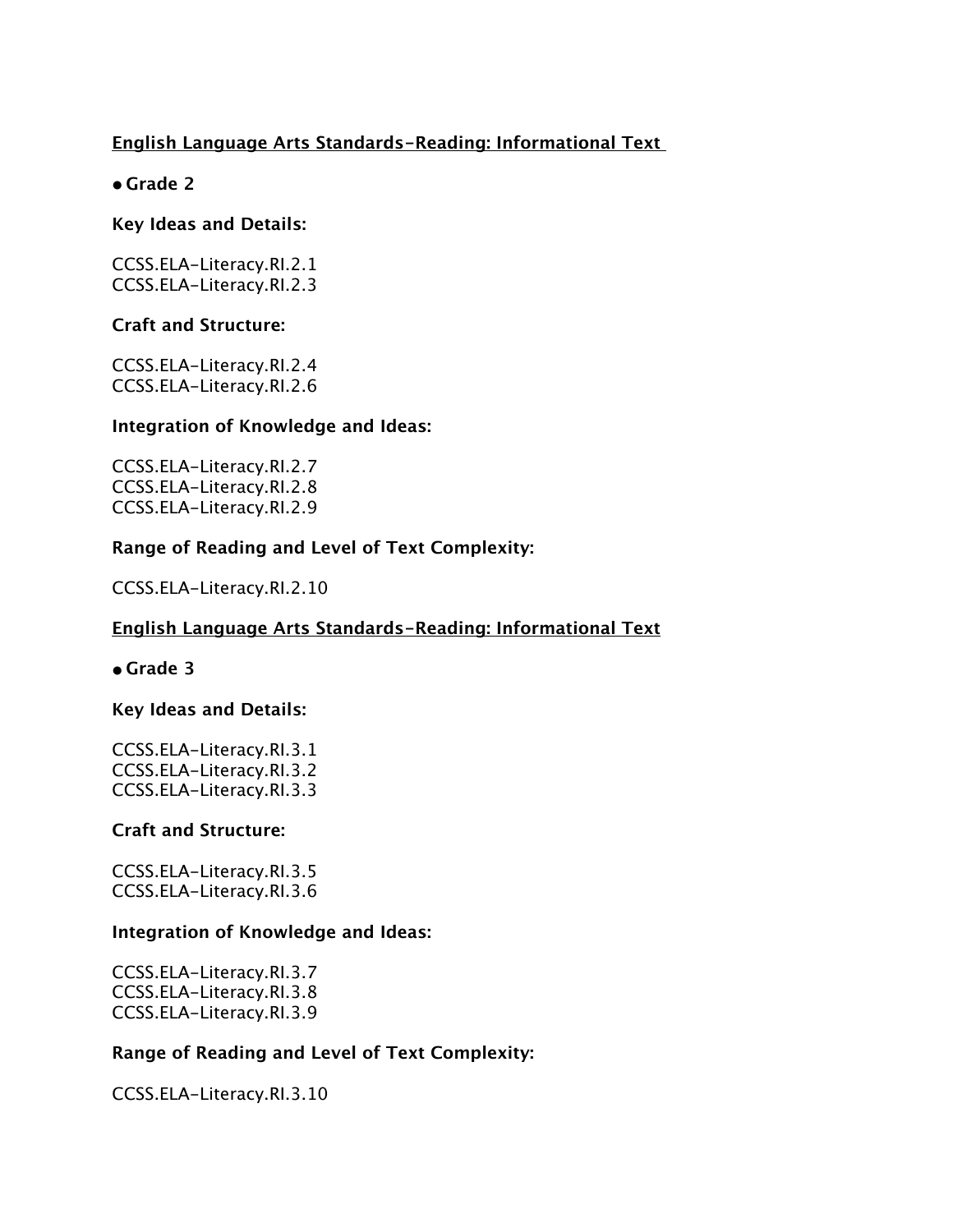<u>**English Language Arts Standards-Reading: Informational Text**</u>

- **Grade 2**

**Key Ideas and Details:**

CCSS.ELA-Literacy.RI.2.1
CCSS.ELA-Literacy.RI.2.3

**Craft and Structure:**

CCSS.ELA-Literacy.RI.2.4
CCSS.ELA-Literacy.RI.2.6

**Integration of Knowledge and Ideas:**

CCSS.ELA-Literacy.RI.2.7
CCSS.ELA-Literacy.RI.2.8
CCSS.ELA-Literacy.RI.2.9

**Range of Reading and Level of Text Complexity:**

CCSS.ELA-Literacy.RI.2.10

<u>**English Language Arts Standards-Reading: Informational Text**</u>

- **Grade 3**

**Key Ideas and Details:**

CCSS.ELA-Literacy.RI.3.1
CCSS.ELA-Literacy.RI.3.2
CCSS.ELA-Literacy.RI.3.3

**Craft and Structure:**

CCSS.ELA-Literacy.RI.3.5
CCSS.ELA-Literacy.RI.3.6

**Integration of Knowledge and Ideas:**

CCSS.ELA-Literacy.RI.3.7
CCSS.ELA-Literacy.RI.3.8
CCSS.ELA-Literacy.RI.3.9

**Range of Reading and Level of Text Complexity:**

CCSS.ELA-Literacy.RI.3.10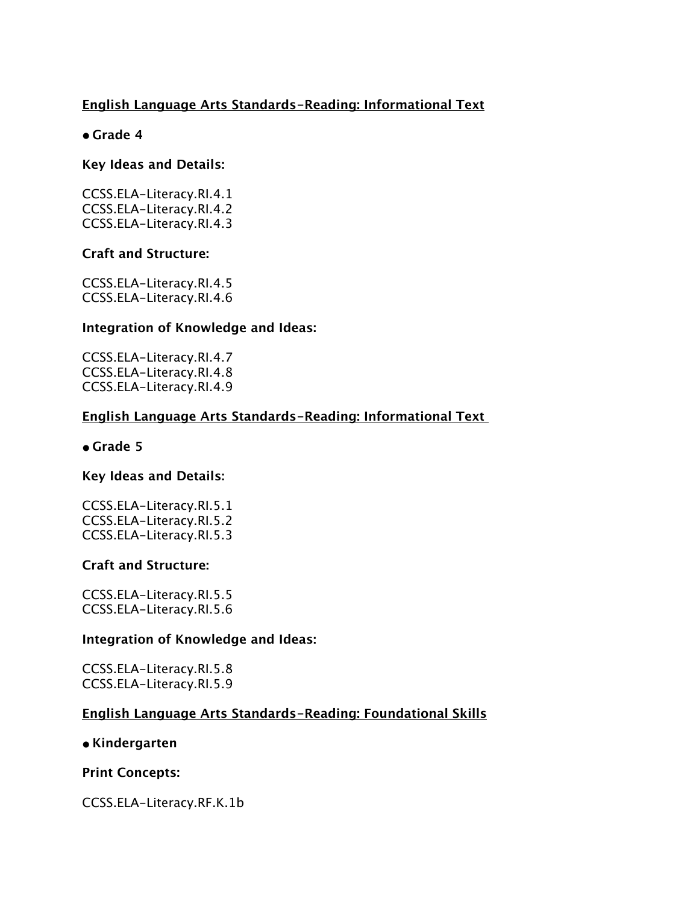<u>**English Language Arts Standards-Reading: Informational Text**</u>

- **Grade 4**

**Key Ideas and Details:**

CCSS.ELA-Literacy.RI.4.1
CCSS.ELA-Literacy.RI.4.2
CCSS.ELA-Literacy.RI.4.3

**Craft and Structure:**

CCSS.ELA-Literacy.RI.4.5
CCSS.ELA-Literacy.RI.4.6

**Integration of Knowledge and Ideas:**

CCSS.ELA-Literacy.RI.4.7
CCSS.ELA-Literacy.RI.4.8
CCSS.ELA-Literacy.RI.4.9

<u>**English Language Arts Standards-Reading: Informational Text**</u>

- **Grade 5**

**Key Ideas and Details:**

CCSS.ELA-Literacy.RI.5.1
CCSS.ELA-Literacy.RI.5.2
CCSS.ELA-Literacy.RI.5.3

**Craft and Structure:**

CCSS.ELA-Literacy.RI.5.5
CCSS.ELA-Literacy.RI.5.6

**Integration of Knowledge and Ideas:**

CCSS.ELA-Literacy.RI.5.8
CCSS.ELA-Literacy.RI.5.9

<u>**English Language Arts Standards-Reading: Foundational Skills**</u>

- **Kindergarten**

**Print Concepts:**

CCSS.ELA-Literacy.RF.K.1b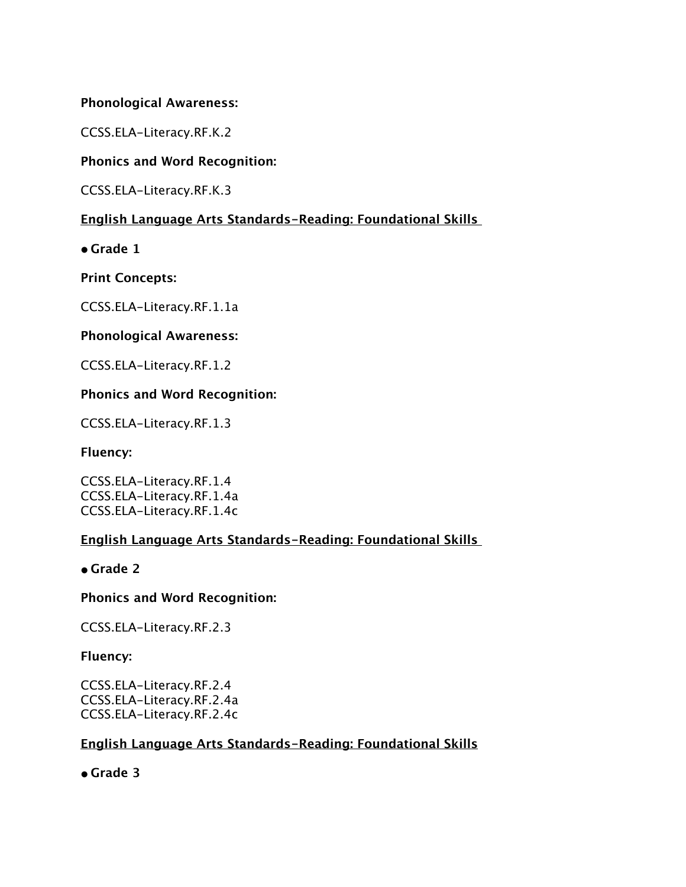**Phonological Awareness:**

CCSS.ELA-Literacy.RF.K.2

**Phonics and Word Recognition:**

CCSS.ELA-Literacy.RF.K.3

**English Language Arts Standards-Reading: Foundational Skills**

- **Grade 1**

**Print Concepts:**

CCSS.ELA-Literacy.RF.1.1a

**Phonological Awareness:**

CCSS.ELA-Literacy.RF.1.2

**Phonics and Word Recognition:**

CCSS.ELA-Literacy.RF.1.3

**Fluency:**

CCSS.ELA-Literacy.RF.1.4
CCSS.ELA-Literacy.RF.1.4a
CCSS.ELA-Literacy.RF.1.4c

**English Language Arts Standards-Reading: Foundational Skills**

- **Grade 2**

**Phonics and Word Recognition:**

CCSS.ELA-Literacy.RF.2.3

**Fluency:**

CCSS.ELA-Literacy.RF.2.4
CCSS.ELA-Literacy.RF.2.4a
CCSS.ELA-Literacy.RF.2.4c

**English Language Arts Standards-Reading: Foundational Skills**

- **Grade 3**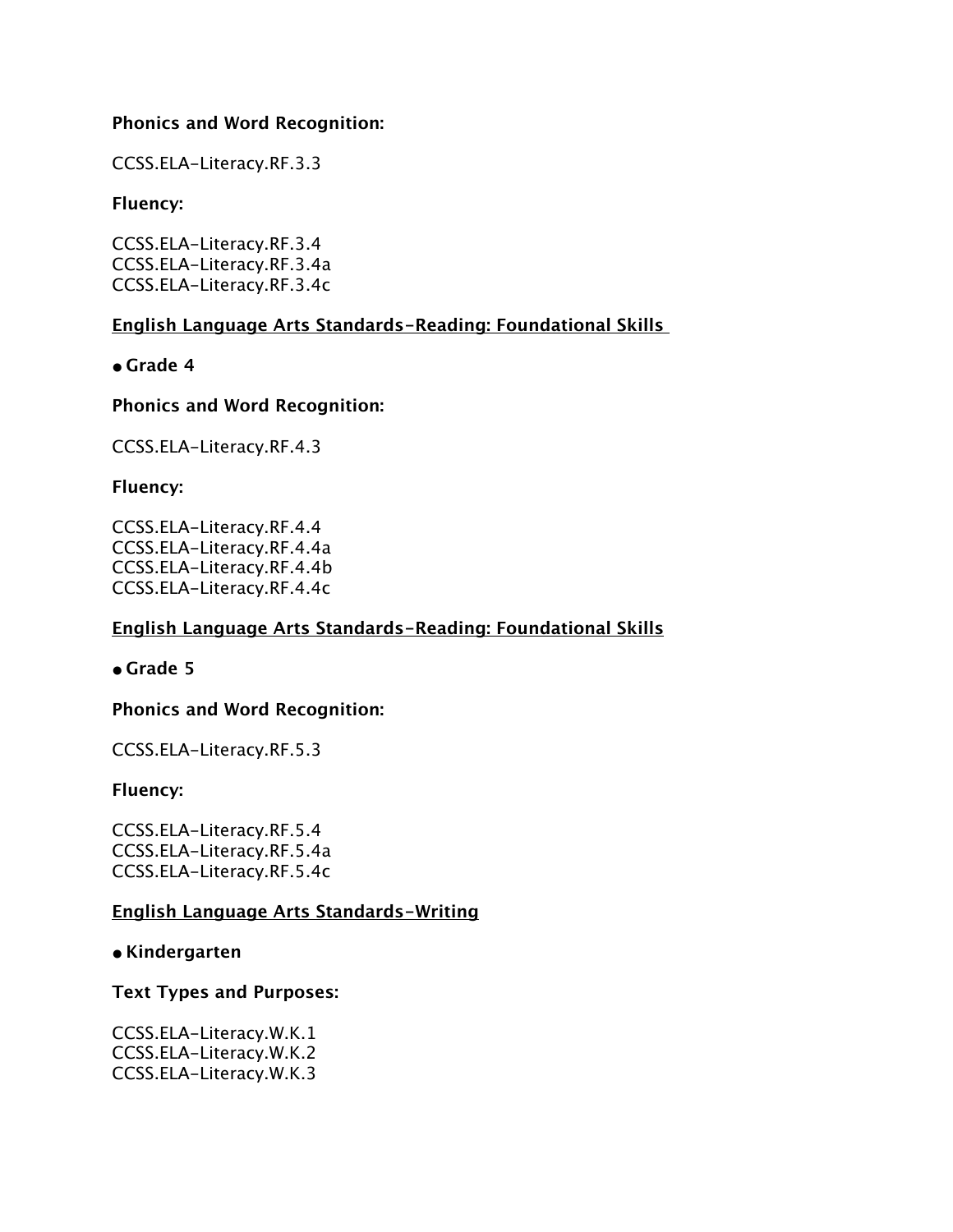**Phonics and Word Recognition:**

CCSS.ELA-Literacy.RF.3.3

**Fluency:**

CCSS.ELA-Literacy.RF.3.4
CCSS.ELA-Literacy.RF.3.4a
CCSS.ELA-Literacy.RF.3.4c

**English Language Arts Standards-Reading: Foundational Skills**

- **Grade 4**

**Phonics and Word Recognition:**

CCSS.ELA-Literacy.RF.4.3

**Fluency:**

CCSS.ELA-Literacy.RF.4.4
CCSS.ELA-Literacy.RF.4.4a
CCSS.ELA-Literacy.RF.4.4b
CCSS.ELA-Literacy.RF.4.4c

**English Language Arts Standards-Reading: Foundational Skills**

- **Grade 5**

**Phonics and Word Recognition:**

CCSS.ELA-Literacy.RF.5.3

**Fluency:**

CCSS.ELA-Literacy.RF.5.4
CCSS.ELA-Literacy.RF.5.4a
CCSS.ELA-Literacy.RF.5.4c

**English Language Arts Standards-Writing**

- **Kindergarten**

**Text Types and Purposes:**

CCSS.ELA-Literacy.W.K.1
CCSS.ELA-Literacy.W.K.2
CCSS.ELA-Literacy.W.K.3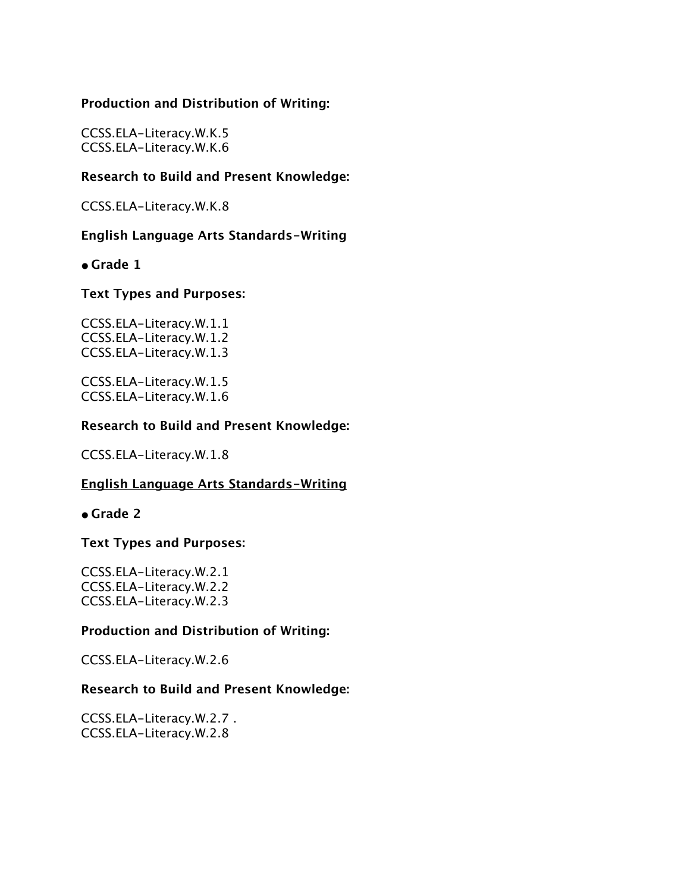**Production and Distribution of Writing:**

CCSS.ELA-Literacy.W.K.5
CCSS.ELA-Literacy.W.K.6

**Research to Build and Present Knowledge:**

CCSS.ELA-Literacy.W.K.8

**English Language Arts Standards-Writing**

- **Grade 1**

**Text Types and Purposes:**

CCSS.ELA-Literacy.W.1.1
CCSS.ELA-Literacy.W.1.2
CCSS.ELA-Literacy.W.1.3

CCSS.ELA-Literacy.W.1.5
CCSS.ELA-Literacy.W.1.6

**Research to Build and Present Knowledge:**

CCSS.ELA-Literacy.W.1.8

**English Language Arts Standards-Writing**

- **Grade 2**

**Text Types and Purposes:**

CCSS.ELA-Literacy.W.2.1
CCSS.ELA-Literacy.W.2.2
CCSS.ELA-Literacy.W.2.3

**Production and Distribution of Writing:**

CCSS.ELA-Literacy.W.2.6

**Research to Build and Present Knowledge:**

CCSS.ELA-Literacy.W.2.7 .
CCSS.ELA-Literacy.W.2.8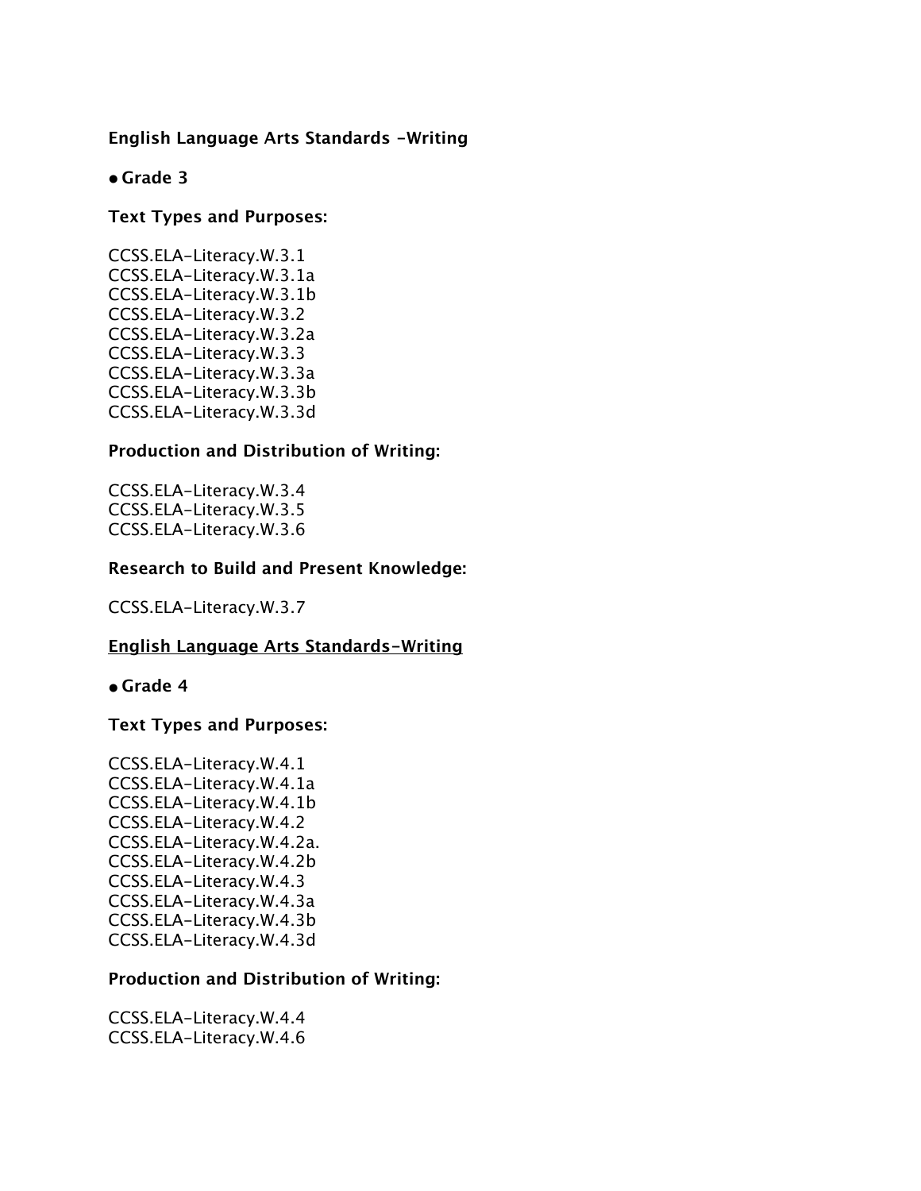**English Language Arts Standards -Writing**

- **Grade 3**

**Text Types and Purposes:**

CCSS.ELA-Literacy.W.3.1
CCSS.ELA-Literacy.W.3.1a
CCSS.ELA-Literacy.W.3.1b
CCSS.ELA-Literacy.W.3.2
CCSS.ELA-Literacy.W.3.2a
CCSS.ELA-Literacy.W.3.3
CCSS.ELA-Literacy.W.3.3a
CCSS.ELA-Literacy.W.3.3b
CCSS.ELA-Literacy.W.3.3d

**Production and Distribution of Writing:**

CCSS.ELA-Literacy.W.3.4
CCSS.ELA-Literacy.W.3.5
CCSS.ELA-Literacy.W.3.6

**Research to Build and Present Knowledge:**

CCSS.ELA-Literacy.W.3.7

**English Language Arts Standards-Writing**

- **Grade 4**

**Text Types and Purposes:**

CCSS.ELA-Literacy.W.4.1
CCSS.ELA-Literacy.W.4.1a
CCSS.ELA-Literacy.W.4.1b
CCSS.ELA-Literacy.W.4.2
CCSS.ELA-Literacy.W.4.2a.
CCSS.ELA-Literacy.W.4.2b
CCSS.ELA-Literacy.W.4.3
CCSS.ELA-Literacy.W.4.3a
CCSS.ELA-Literacy.W.4.3b
CCSS.ELA-Literacy.W.4.3d

**Production and Distribution of Writing:**

CCSS.ELA-Literacy.W.4.4
CCSS.ELA-Literacy.W.4.6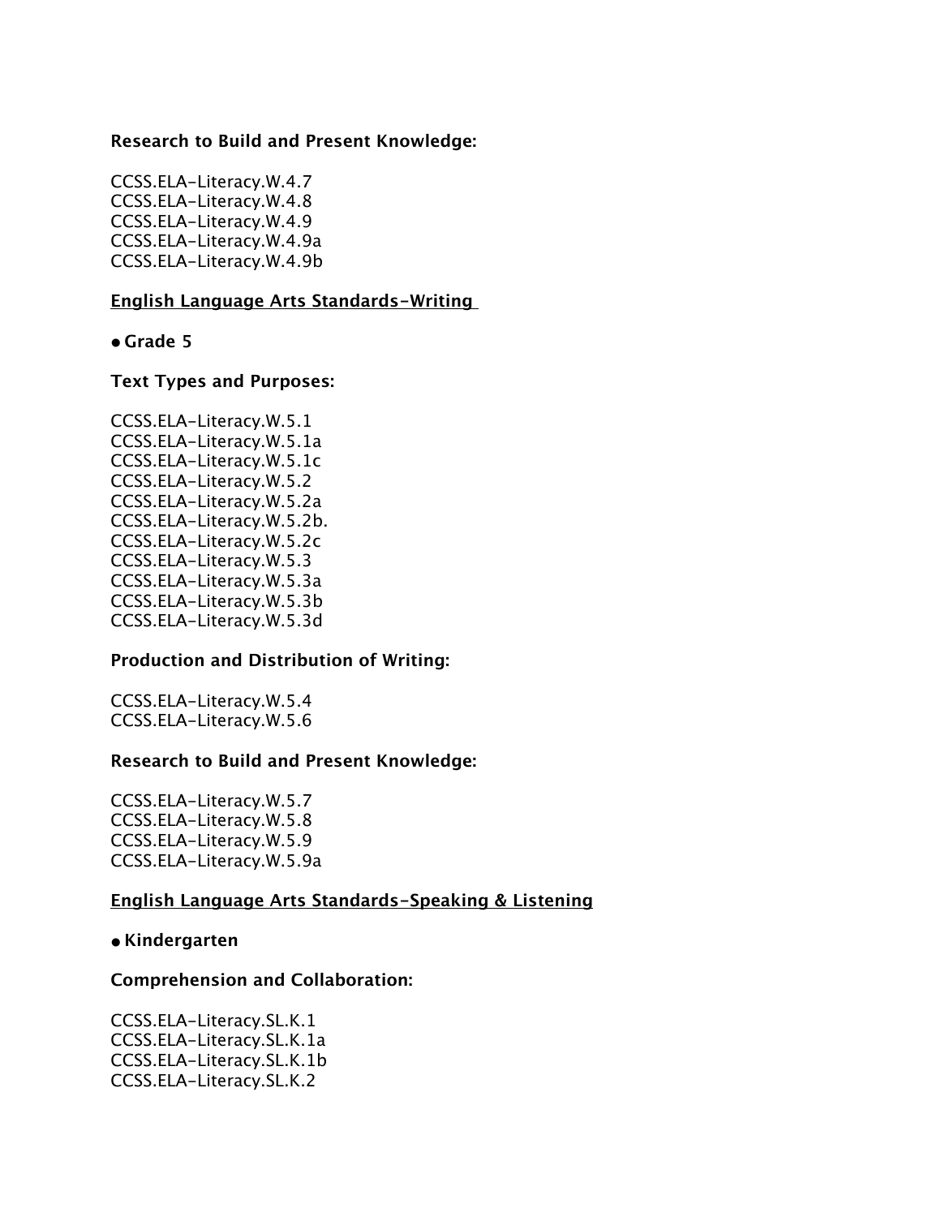**Research to Build and Present Knowledge:**

CCSS.ELA-Literacy.W.4.7
CCSS.ELA-Literacy.W.4.8
CCSS.ELA-Literacy.W.4.9
CCSS.ELA-Literacy.W.4.9a
CCSS.ELA-Literacy.W.4.9b

**English Language Arts Standards-Writing**

- **Grade 5**

**Text Types and Purposes:**

CCSS.ELA-Literacy.W.5.1
CCSS.ELA-Literacy.W.5.1a
CCSS.ELA-Literacy.W.5.1c
CCSS.ELA-Literacy.W.5.2
CCSS.ELA-Literacy.W.5.2a
CCSS.ELA-Literacy.W.5.2b.
CCSS.ELA-Literacy.W.5.2c
CCSS.ELA-Literacy.W.5.3
CCSS.ELA-Literacy.W.5.3a
CCSS.ELA-Literacy.W.5.3b
CCSS.ELA-Literacy.W.5.3d

**Production and Distribution of Writing:**

CCSS.ELA-Literacy.W.5.4
CCSS.ELA-Literacy.W.5.6

**Research to Build and Present Knowledge:**

CCSS.ELA-Literacy.W.5.7
CCSS.ELA-Literacy.W.5.8
CCSS.ELA-Literacy.W.5.9
CCSS.ELA-Literacy.W.5.9a

**English Language Arts Standards-Speaking & Listening**

- **Kindergarten**

**Comprehension and Collaboration:**

CCSS.ELA-Literacy.SL.K.1
CCSS.ELA-Literacy.SL.K.1a
CCSS.ELA-Literacy.SL.K.1b
CCSS.ELA-Literacy.SL.K.2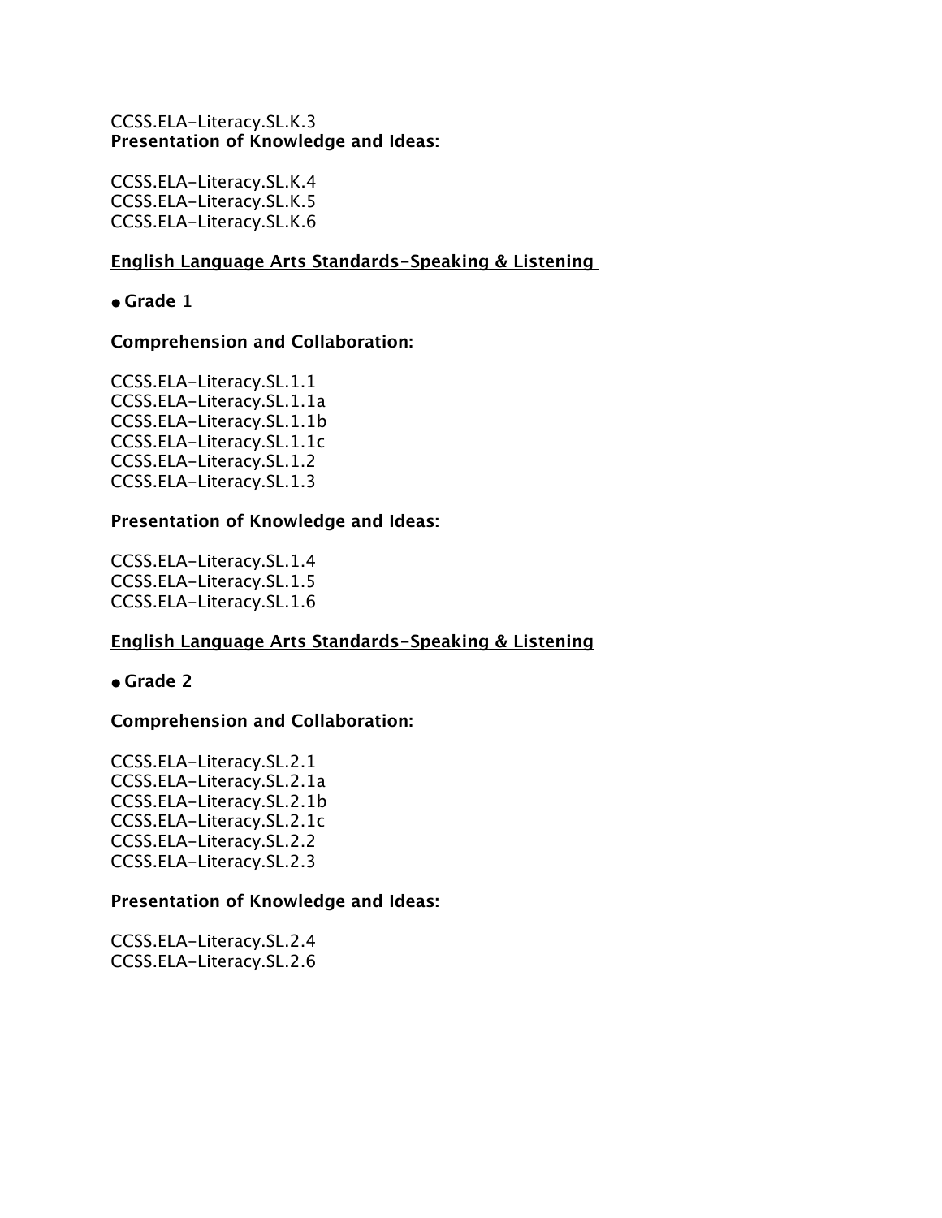CCSS.ELA-Literacy.SL.K.3

**Presentation of Knowledge and Ideas:**

CCSS.ELA-Literacy.SL.K.4
CCSS.ELA-Literacy.SL.K.5
CCSS.ELA-Literacy.SL.K.6

**<u>English Language Arts Standards-Speaking & Listening</u>**

- **Grade 1**

**Comprehension and Collaboration:**

CCSS.ELA-Literacy.SL.1.1
CCSS.ELA-Literacy.SL.1.1a
CCSS.ELA-Literacy.SL.1.1b
CCSS.ELA-Literacy.SL.1.1c
CCSS.ELA-Literacy.SL.1.2
CCSS.ELA-Literacy.SL.1.3

**Presentation of Knowledge and Ideas:**

CCSS.ELA-Literacy.SL.1.4
CCSS.ELA-Literacy.SL.1.5
CCSS.ELA-Literacy.SL.1.6

**<u>English Language Arts Standards-Speaking & Listening</u>**

- **Grade 2**

**Comprehension and Collaboration:**

CCSS.ELA-Literacy.SL.2.1
CCSS.ELA-Literacy.SL.2.1a
CCSS.ELA-Literacy.SL.2.1b
CCSS.ELA-Literacy.SL.2.1c
CCSS.ELA-Literacy.SL.2.2
CCSS.ELA-Literacy.SL.2.3

**Presentation of Knowledge and Ideas:**

CCSS.ELA-Literacy.SL.2.4
CCSS.ELA-Literacy.SL.2.6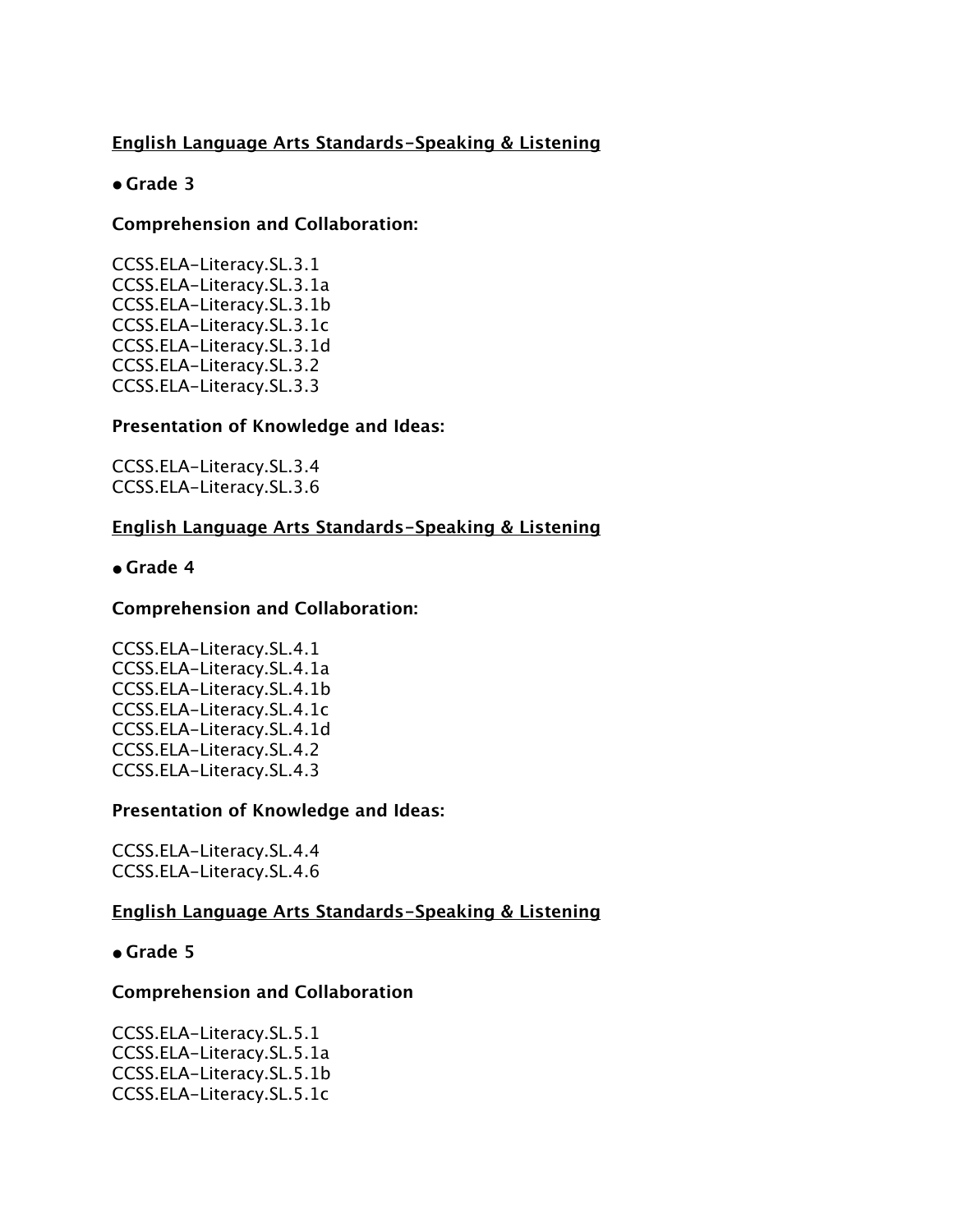**English Language Arts Standards-Speaking & Listening**

- **Grade 3**

**Comprehension and Collaboration:**

CCSS.ELA-Literacy.SL.3.1
CCSS.ELA-Literacy.SL.3.1a
CCSS.ELA-Literacy.SL.3.1b
CCSS.ELA-Literacy.SL.3.1c
CCSS.ELA-Literacy.SL.3.1d
CCSS.ELA-Literacy.SL.3.2
CCSS.ELA-Literacy.SL.3.3

**Presentation of Knowledge and Ideas:**

CCSS.ELA-Literacy.SL.3.4
CCSS.ELA-Literacy.SL.3.6

**English Language Arts Standards-Speaking & Listening**

- **Grade 4**

**Comprehension and Collaboration:**

CCSS.ELA-Literacy.SL.4.1
CCSS.ELA-Literacy.SL.4.1a
CCSS.ELA-Literacy.SL.4.1b
CCSS.ELA-Literacy.SL.4.1c
CCSS.ELA-Literacy.SL.4.1d
CCSS.ELA-Literacy.SL.4.2
CCSS.ELA-Literacy.SL.4.3

**Presentation of Knowledge and Ideas:**

CCSS.ELA-Literacy.SL.4.4
CCSS.ELA-Literacy.SL.4.6

**English Language Arts Standards-Speaking & Listening**

- **Grade 5**

**Comprehension and Collaboration**

CCSS.ELA-Literacy.SL.5.1
CCSS.ELA-Literacy.SL.5.1a
CCSS.ELA-Literacy.SL.5.1b
CCSS.ELA-Literacy.SL.5.1c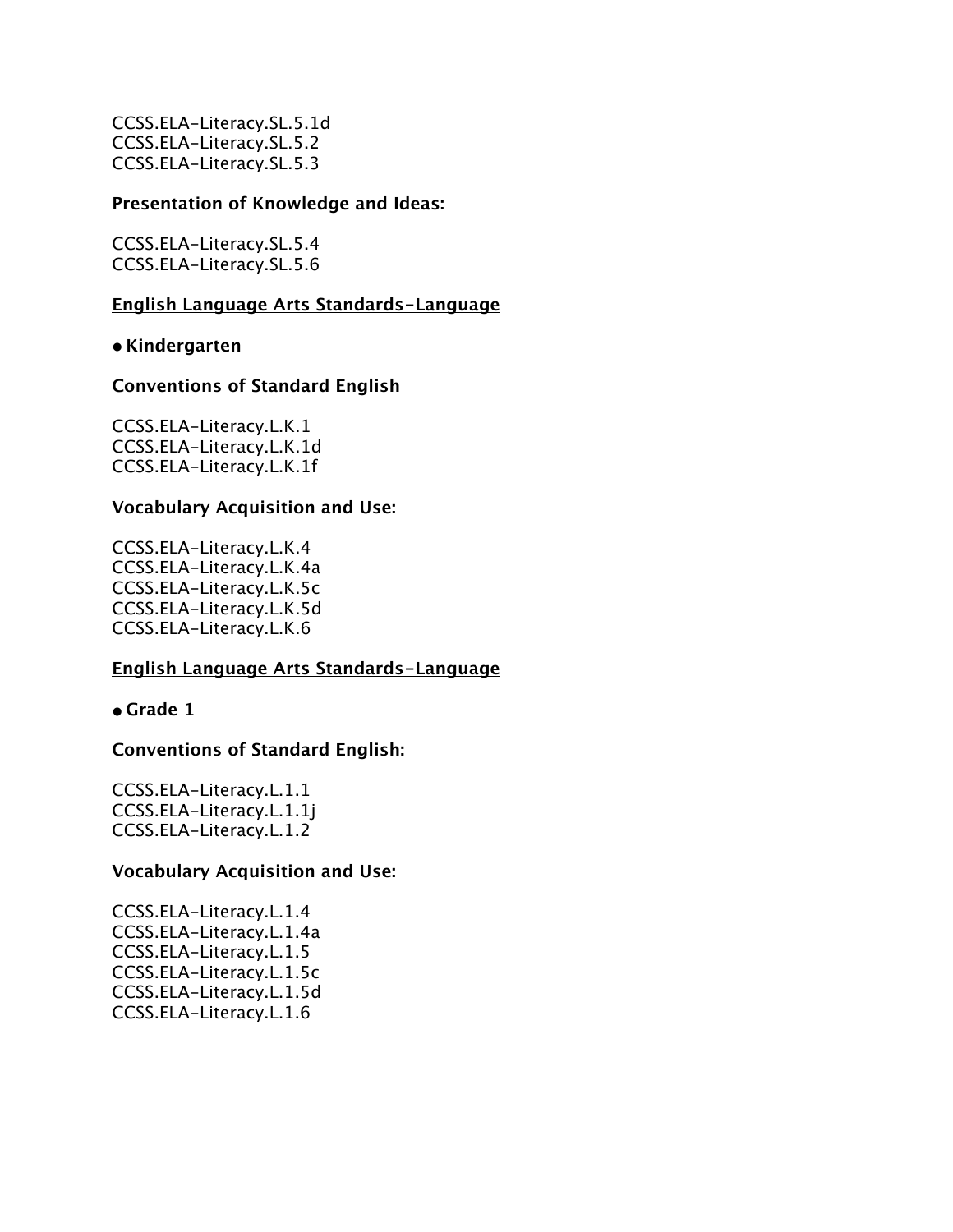CCSS.ELA-Literacy.SL.5.1d
CCSS.ELA-Literacy.SL.5.2
CCSS.ELA-Literacy.SL.5.3

**Presentation of Knowledge and Ideas:**

CCSS.ELA-Literacy.SL.5.4
CCSS.ELA-Literacy.SL.5.6

<u>**English Language Arts Standards-Language**</u>

- **Kindergarten**

**Conventions of Standard English**

CCSS.ELA-Literacy.L.K.1
CCSS.ELA-Literacy.L.K.1d
CCSS.ELA-Literacy.L.K.1f

**Vocabulary Acquisition and Use:**

CCSS.ELA-Literacy.L.K.4
CCSS.ELA-Literacy.L.K.4a
CCSS.ELA-Literacy.L.K.5c
CCSS.ELA-Literacy.L.K.5d
CCSS.ELA-Literacy.L.K.6

<u>**English Language Arts Standards-Language**</u>

- **Grade 1**

**Conventions of Standard English:**

CCSS.ELA-Literacy.L.1.1
CCSS.ELA-Literacy.L.1.1j
CCSS.ELA-Literacy.L.1.2

**Vocabulary Acquisition and Use:**

CCSS.ELA-Literacy.L.1.4
CCSS.ELA-Literacy.L.1.4a
CCSS.ELA-Literacy.L.1.5
CCSS.ELA-Literacy.L.1.5c
CCSS.ELA-Literacy.L.1.5d
CCSS.ELA-Literacy.L.1.6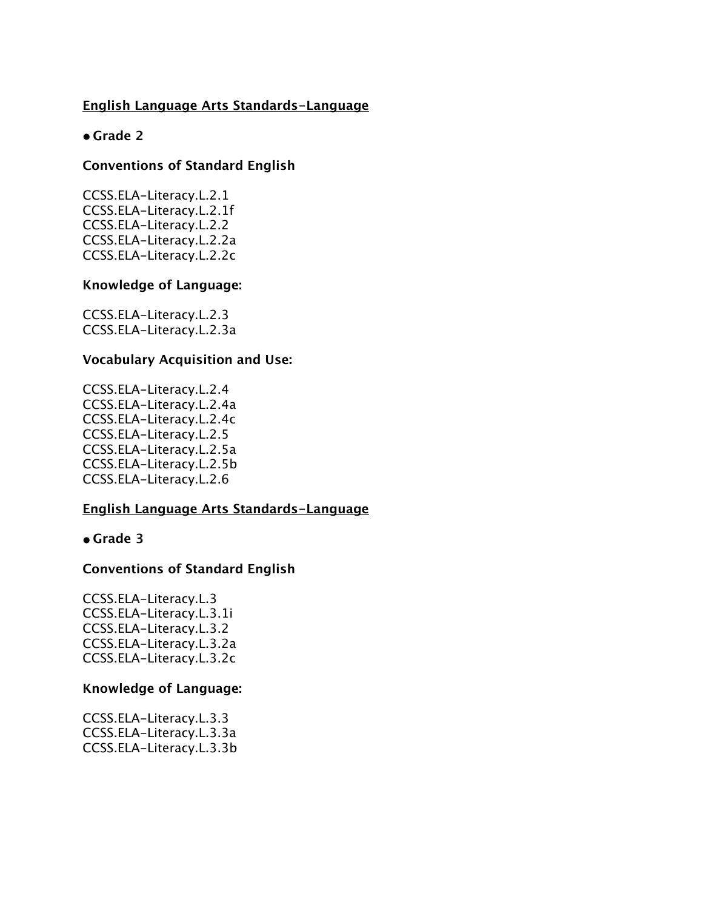<u>**English Language Arts Standards-Language**</u>

- **Grade 2**

**Conventions of Standard English**

CCSS.ELA-Literacy.L.2.1
CCSS.ELA-Literacy.L.2.1f
CCSS.ELA-Literacy.L.2.2
CCSS.ELA-Literacy.L.2.2a
CCSS.ELA-Literacy.L.2.2c

**Knowledge of Language:**

CCSS.ELA-Literacy.L.2.3
CCSS.ELA-Literacy.L.2.3a

**Vocabulary Acquisition and Use:**

CCSS.ELA-Literacy.L.2.4
CCSS.ELA-Literacy.L.2.4a
CCSS.ELA-Literacy.L.2.4c
CCSS.ELA-Literacy.L.2.5
CCSS.ELA-Literacy.L.2.5a
CCSS.ELA-Literacy.L.2.5b
CCSS.ELA-Literacy.L.2.6

<u>**English Language Arts Standards-Language**</u>

- **Grade 3**

**Conventions of Standard English**

CCSS.ELA-Literacy.L.3
CCSS.ELA-Literacy.L.3.1i
CCSS.ELA-Literacy.L.3.2
CCSS.ELA-Literacy.L.3.2a
CCSS.ELA-Literacy.L.3.2c

**Knowledge of Language:**

CCSS.ELA-Literacy.L.3.3
CCSS.ELA-Literacy.L.3.3a
CCSS.ELA-Literacy.L.3.3b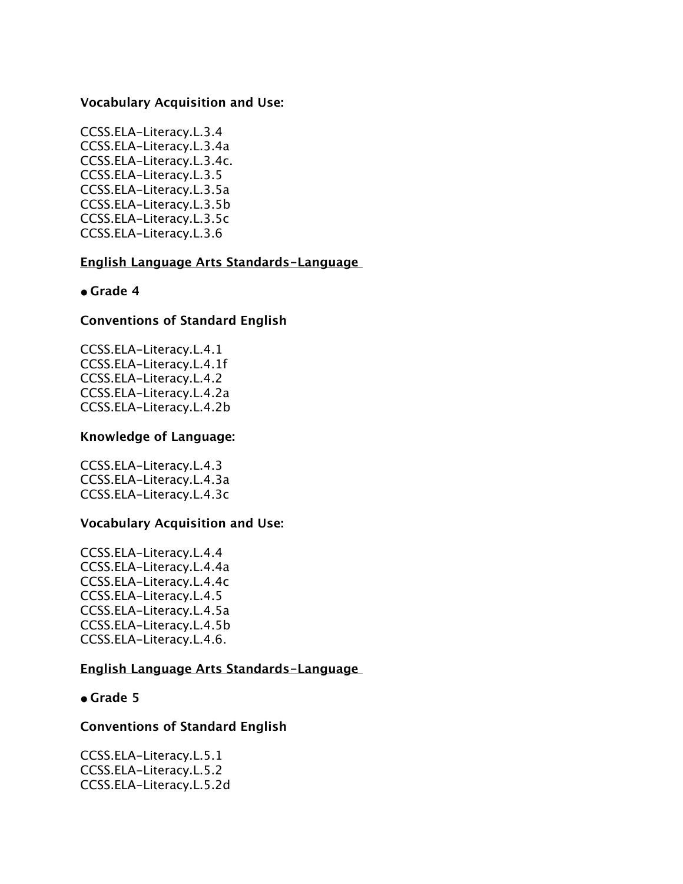**Vocabulary Acquisition and Use:**

CCSS.ELA-Literacy.L.3.4
CCSS.ELA-Literacy.L.3.4a
CCSS.ELA-Literacy.L.3.4c.
CCSS.ELA-Literacy.L.3.5
CCSS.ELA-Literacy.L.3.5a
CCSS.ELA-Literacy.L.3.5b
CCSS.ELA-Literacy.L.3.5c
CCSS.ELA-Literacy.L.3.6

**English Language Arts Standards-Language**

- **Grade 4**

**Conventions of Standard English**

CCSS.ELA-Literacy.L.4.1
CCSS.ELA-Literacy.L.4.1f
CCSS.ELA-Literacy.L.4.2
CCSS.ELA-Literacy.L.4.2a
CCSS.ELA-Literacy.L.4.2b

**Knowledge of Language:**

CCSS.ELA-Literacy.L.4.3
CCSS.ELA-Literacy.L.4.3a
CCSS.ELA-Literacy.L.4.3c

**Vocabulary Acquisition and Use:**

CCSS.ELA-Literacy.L.4.4
CCSS.ELA-Literacy.L.4.4a
CCSS.ELA-Literacy.L.4.4c
CCSS.ELA-Literacy.L.4.5
CCSS.ELA-Literacy.L.4.5a
CCSS.ELA-Literacy.L.4.5b
CCSS.ELA-Literacy.L.4.6.

**English Language Arts Standards-Language**

- **Grade 5**

**Conventions of Standard English**

CCSS.ELA-Literacy.L.5.1
CCSS.ELA-Literacy.L.5.2
CCSS.ELA-Literacy.L.5.2d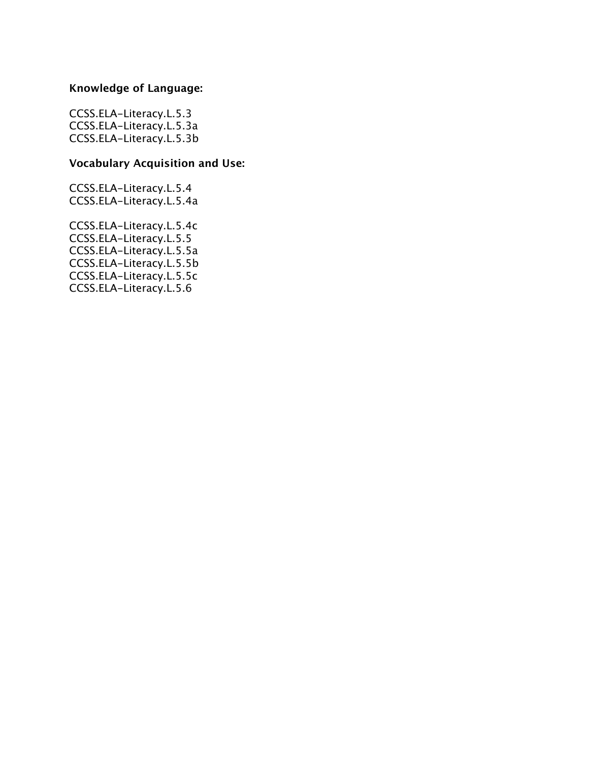**Knowledge of Language:**

CCSS.ELA-Literacy.L.5.3
CCSS.ELA-Literacy.L.5.3a
CCSS.ELA-Literacy.L.5.3b

**Vocabulary Acquisition and Use:**

CCSS.ELA-Literacy.L.5.4
CCSS.ELA-Literacy.L.5.4a

CCSS.ELA-Literacy.L.5.4c
CCSS.ELA-Literacy.L.5.5
CCSS.ELA-Literacy.L.5.5a
CCSS.ELA-Literacy.L.5.5b
CCSS.ELA-Literacy.L.5.5c
CCSS.ELA-Literacy.L.5.6